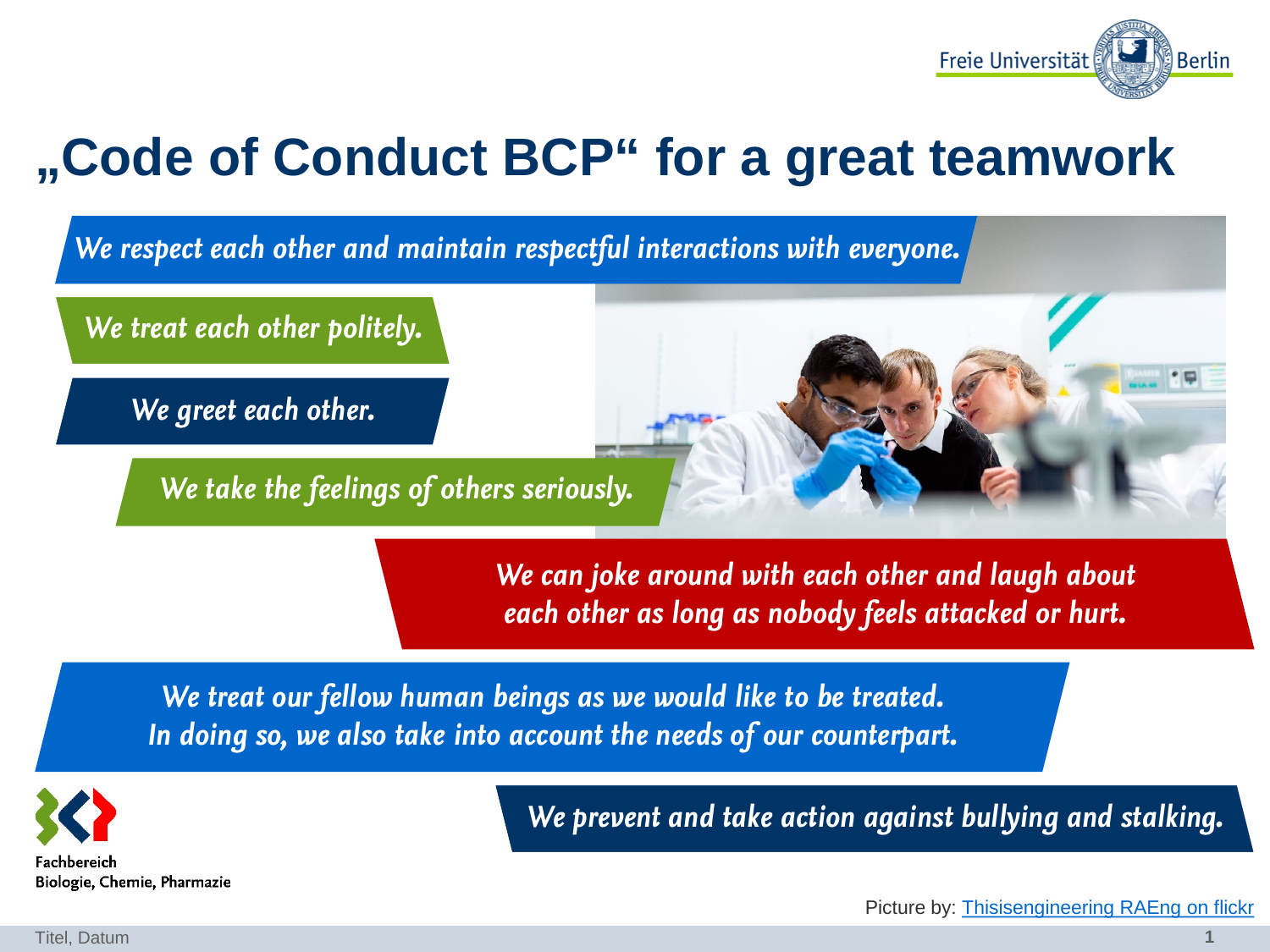# „Code of Conduct BCP“ for a great teamwork

*We respect each other and maintain respectful interactions with everyone.*

*We treat each other politely.*

*We greet each other.*

*We take the feelings of others seriously.*

*We can joke around with each other and laugh about each other as long as nobody feels attacked or hurt.*

*We treat our fellow human beings as we would like to be treated. In doing so, we also take into account the needs of our counterpart.*

*We prevent and take action against bullying and stalking.*

Fachbereich Biologie, Chemie, Pharmazie

Picture by: Thisisengineering RAEng on flickr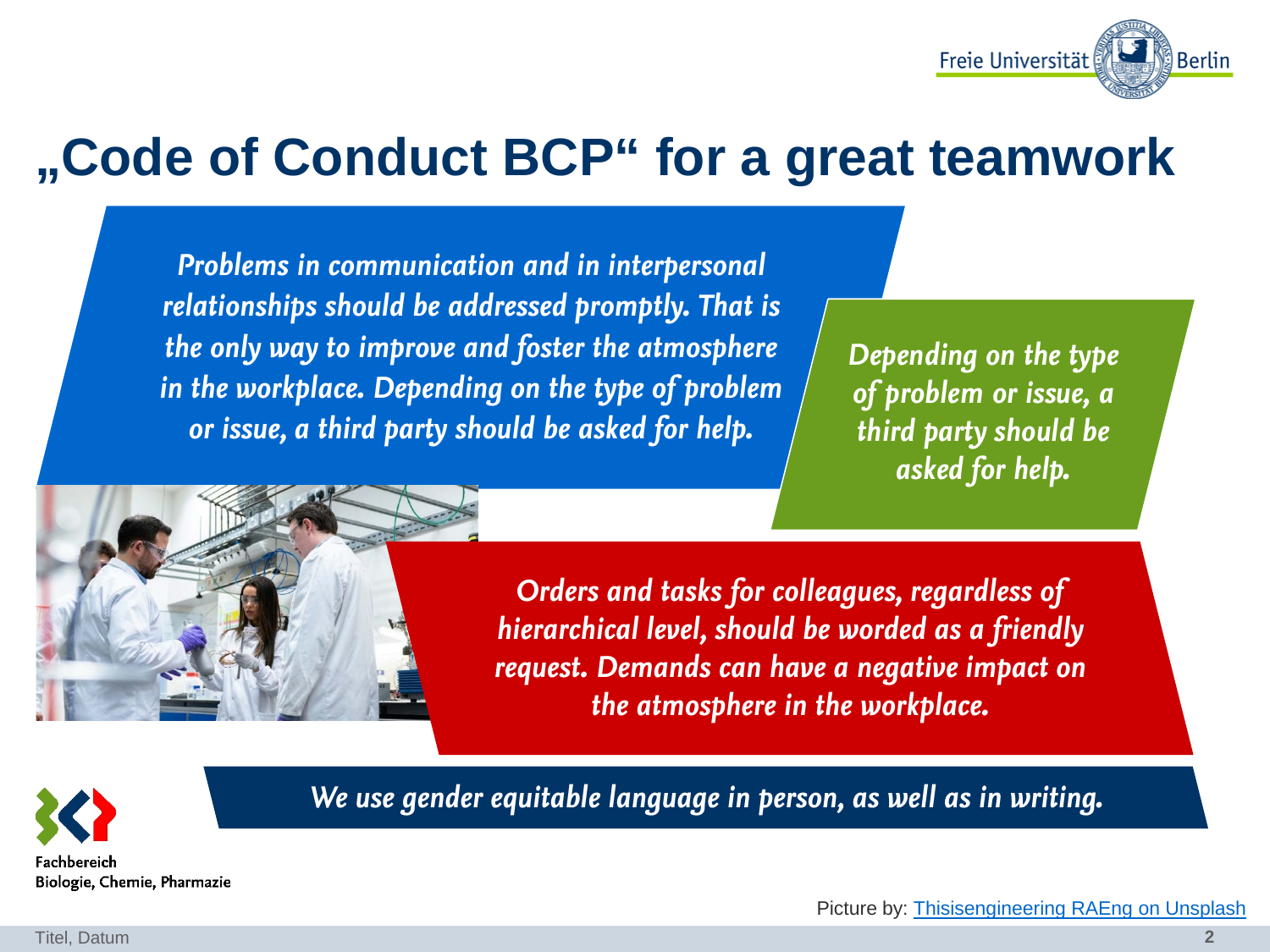# „Code of Conduct BCP" for a great teamwork

*Problems in communication and in interpersonal relationships should be addressed promptly. That is the only way to improve and foster the atmosphere in the workplace. Depending on the type of problem or issue, a third party should be asked for help.*

*Depending on the type of problem or issue, a third party should be asked for help.*

*Orders and tasks for colleagues, regardless of hierarchical level, should be worded as a friendly request. Demands can have a negative impact on the atmosphere in the workplace.*

*We use gender equitable language in person, as well as in writing.*

Fachbereich Biologie, Chemie, Pharmazie

Picture by: Thisisengineering RAEng on Unsplash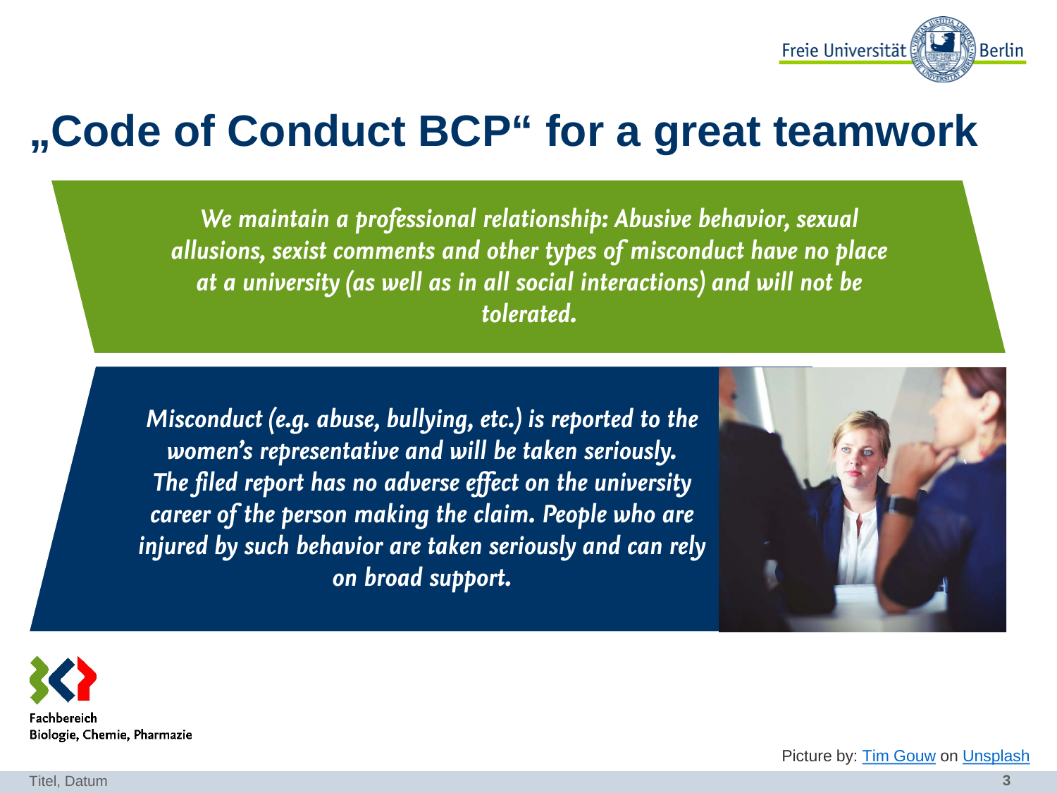# „Code of Conduct BCP" for a great teamwork

*We maintain a professional relationship: Abusive behavior, sexual allusions, sexist comments and other types of misconduct have no place at a university (as well as in all social interactions) and will not be tolerated.*

*Misconduct (e.g. abuse, bullying, etc.) is reported to the women's representative and will be taken seriously. The filed report has no adverse effect on the university career of the person making the claim. People who are injured by such behavior are taken seriously and can rely on broad support.*

Fachbereich
Biologie, Chemie, Pharmazie

Picture by: Tim Gouw on Unsplash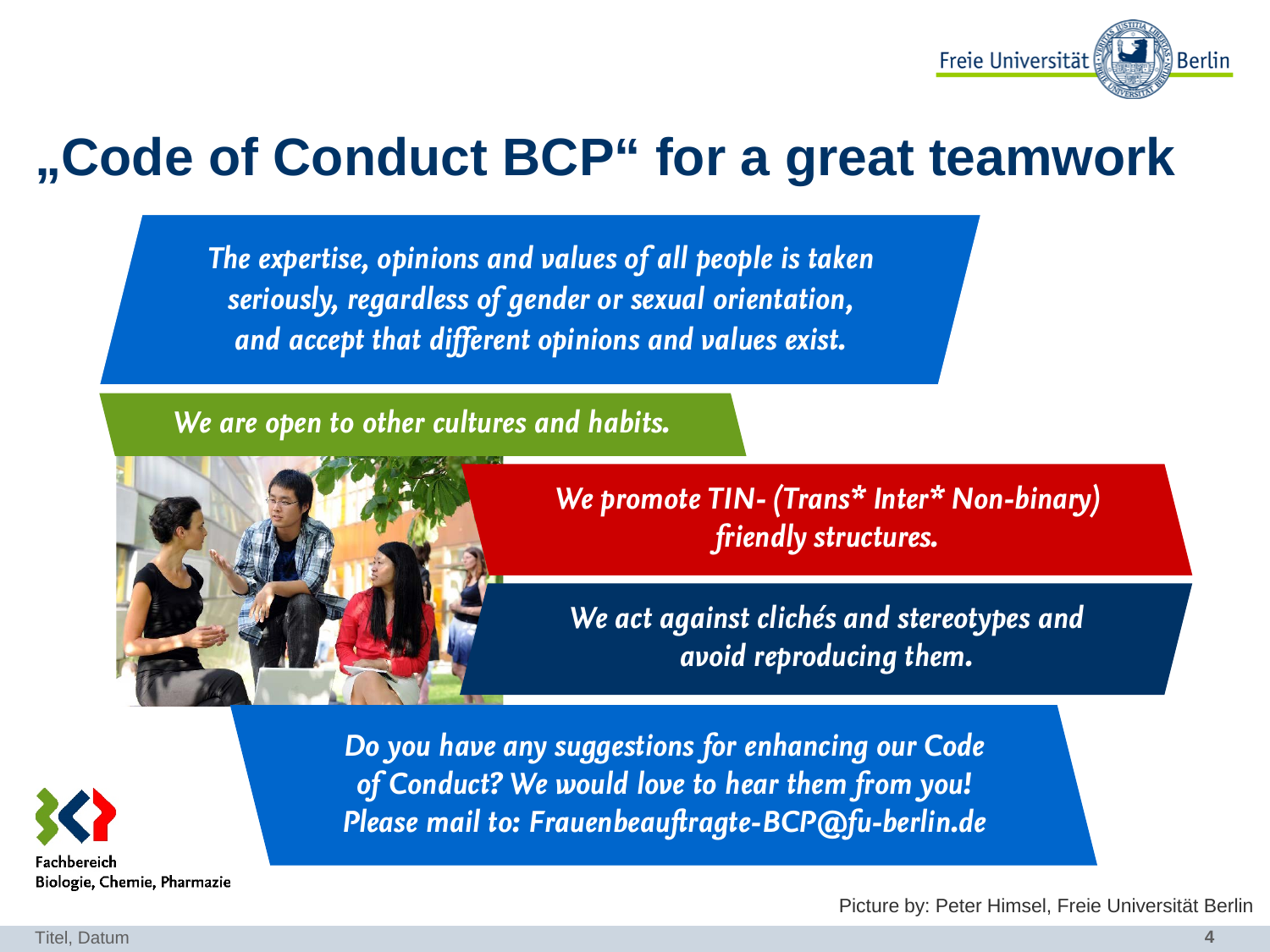# „Code of Conduct BCP" for a great teamwork

*The expertise, opinions and values of all people is taken seriously, regardless of gender or sexual orientation, and accept that different opinions and values exist.*

*We are open to other cultures and habits.*

*We promote TIN- (Trans* Inter* Non-binary) friendly structures.*

*We act against clichés and stereotypes and avoid reproducing them.*

*Do you have any suggestions for enhancing our Code of Conduct? We would love to hear them from you! Please mail to: Frauenbeauftragte-BCP@fu-berlin.de*

Fachbereich
Biologie, Chemie, Pharmazie

Picture by: Peter Himsel, Freie Universität Berlin